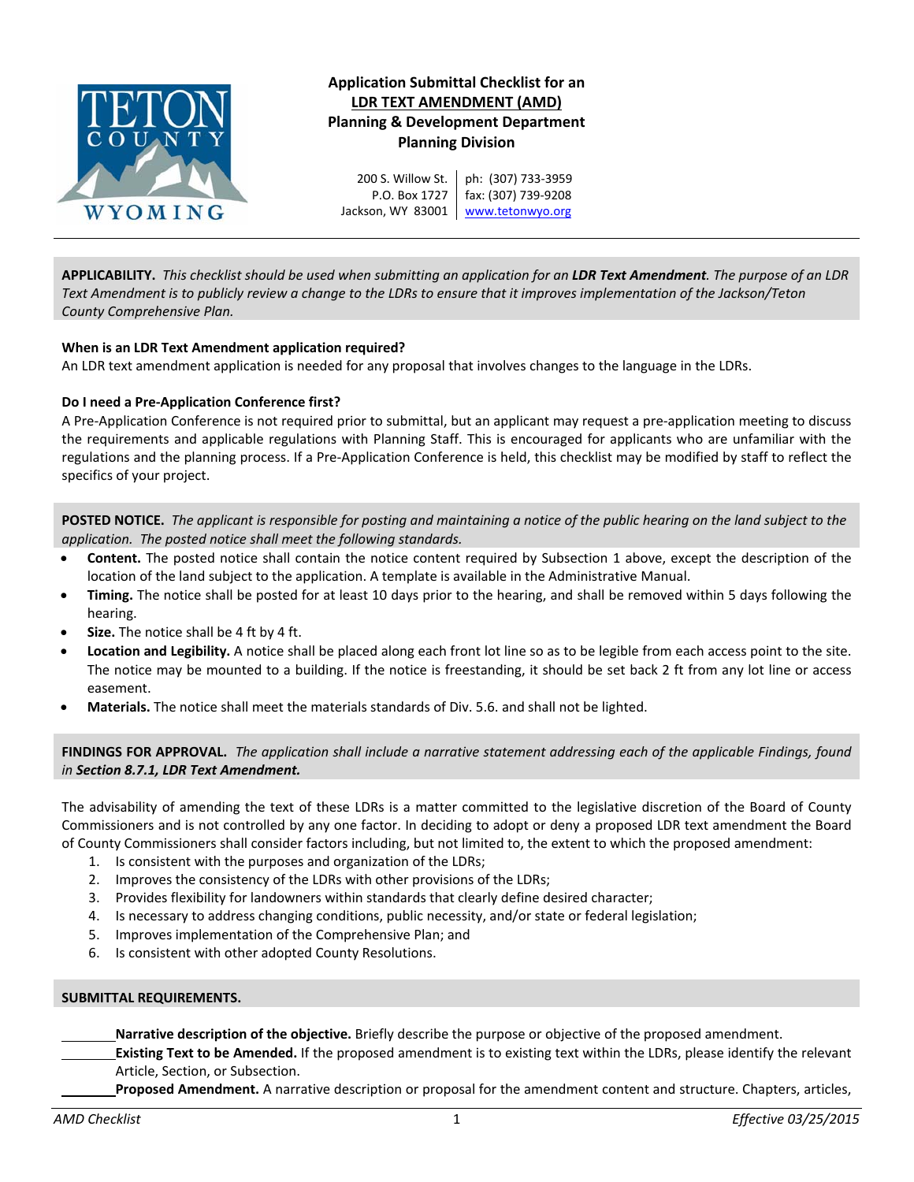# Application Submittal Checklist for an LDR TEXT AMENDMENT (AMD)

## Planning & Development Department
## Planning Division

200 S. Willow St.
P.O. Box 1727
Jackson, WY 83001

ph: (307) 733-3959
fax: (307) 739-9208
www.tetonwyo.org

---

**APPLICABILITY.** *This checklist should be used when submitting an application for an **LDR Text Amendment**. The purpose of an LDR Text Amendment is to publicly review a change to the LDRs to ensure that it improves implementation of the Jackson/Teton County Comprehensive Plan.*

**When is an LDR Text Amendment application required?**
An LDR text amendment application is needed for any proposal that involves changes to the language in the LDRs.

**Do I need a Pre-Application Conference first?**
A Pre-Application Conference is not required prior to submittal, but an applicant may request a pre-application meeting to discuss the requirements and applicable regulations with Planning Staff. This is encouraged for applicants who are unfamiliar with the regulations and the planning process. If a Pre-Application Conference is held, this checklist may be modified by staff to reflect the specifics of your project.

**POSTED NOTICE.** *The applicant is responsible for posting and maintaining a notice of the public hearing on the land subject to the application. The posted notice shall meet the following standards.*

- **Content.** The posted notice shall contain the notice content required by Subsection 1 above, except the description of the location of the land subject to the application. A template is available in the Administrative Manual.
- **Timing.** The notice shall be posted for at least 10 days prior to the hearing, and shall be removed within 5 days following the hearing.
- **Size.** The notice shall be 4 ft by 4 ft.
- **Location and Legibility.** A notice shall be placed along each front lot line so as to be legible from each access point to the site. The notice may be mounted to a building. If the notice is freestanding, it should be set back 2 ft from any lot line or access easement.
- **Materials.** The notice shall meet the materials standards of Div. 5.6. and shall not be lighted.

**FINDINGS FOR APPROVAL.** *The application shall include a narrative statement addressing each of the applicable Findings, found in **Section 8.7.1, LDR Text Amendment.***

The advisability of amending the text of these LDRs is a matter committed to the legislative discretion of the Board of County Commissioners and is not controlled by any one factor. In deciding to adopt or deny a proposed LDR text amendment the Board of County Commissioners shall consider factors including, but not limited to, the extent to which the proposed amendment:

1. Is consistent with the purposes and organization of the LDRs;
2. Improves the consistency of the LDRs with other provisions of the LDRs;
3. Provides flexibility for landowners within standards that clearly define desired character;
4. Is necessary to address changing conditions, public necessity, and/or state or federal legislation;
5. Improves implementation of the Comprehensive Plan; and
6. Is consistent with other adopted County Resolutions.

**SUBMITTAL REQUIREMENTS.**

________ **Narrative description of the objective.** Briefly describe the purpose or objective of the proposed amendment.

________ **Existing Text to be Amended.** If the proposed amendment is to existing text within the LDRs, please identify the relevant Article, Section, or Subsection.

________ **Proposed Amendment.** A narrative description or proposal for the amendment content and structure. Chapters, articles,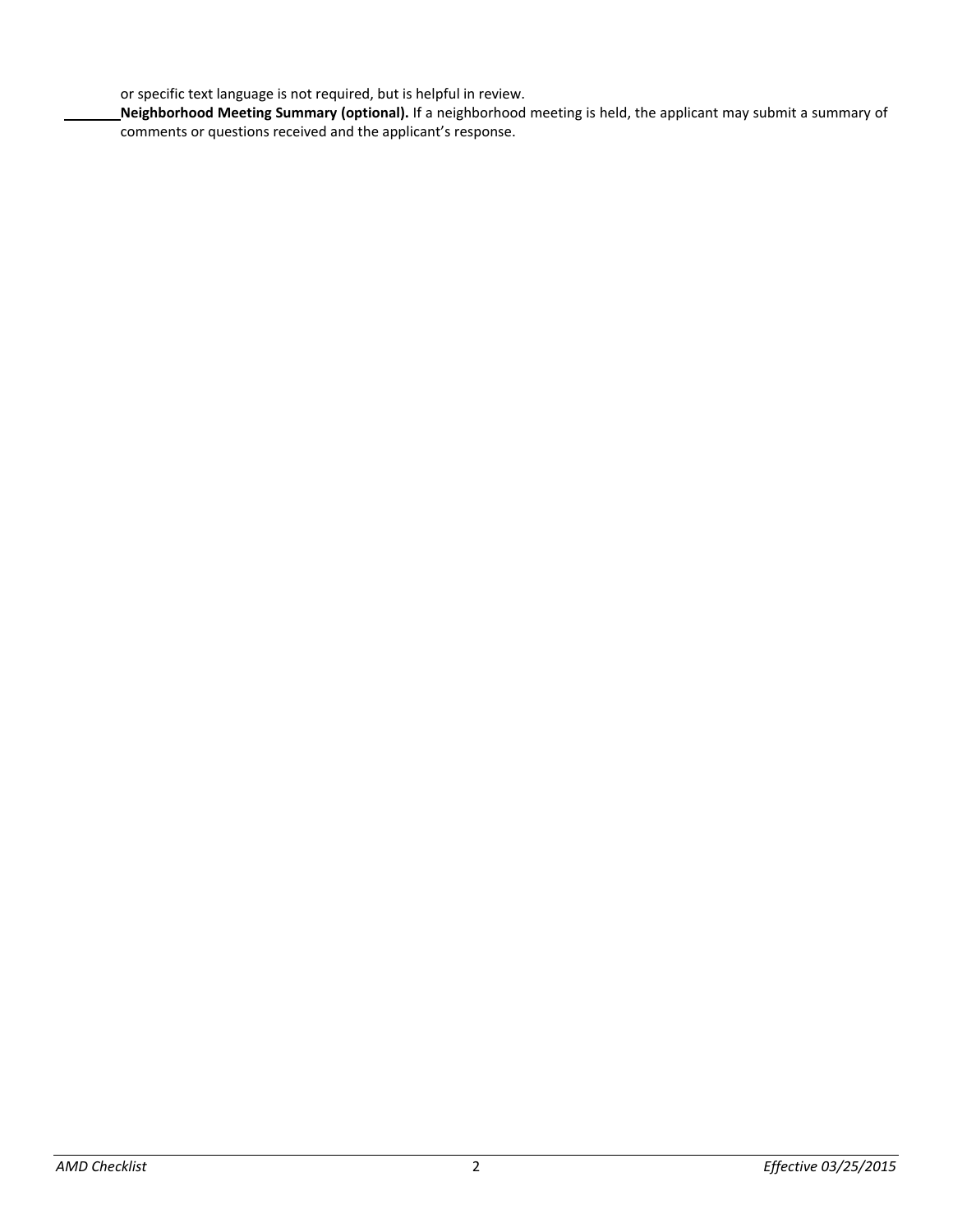or specific text language is not required, but is helpful in review.

\_\_\_\_\_\_\_ **Neighborhood Meeting Summary (optional).** If a neighborhood meeting is held, the applicant may submit a summary of comments or questions received and the applicant's response.